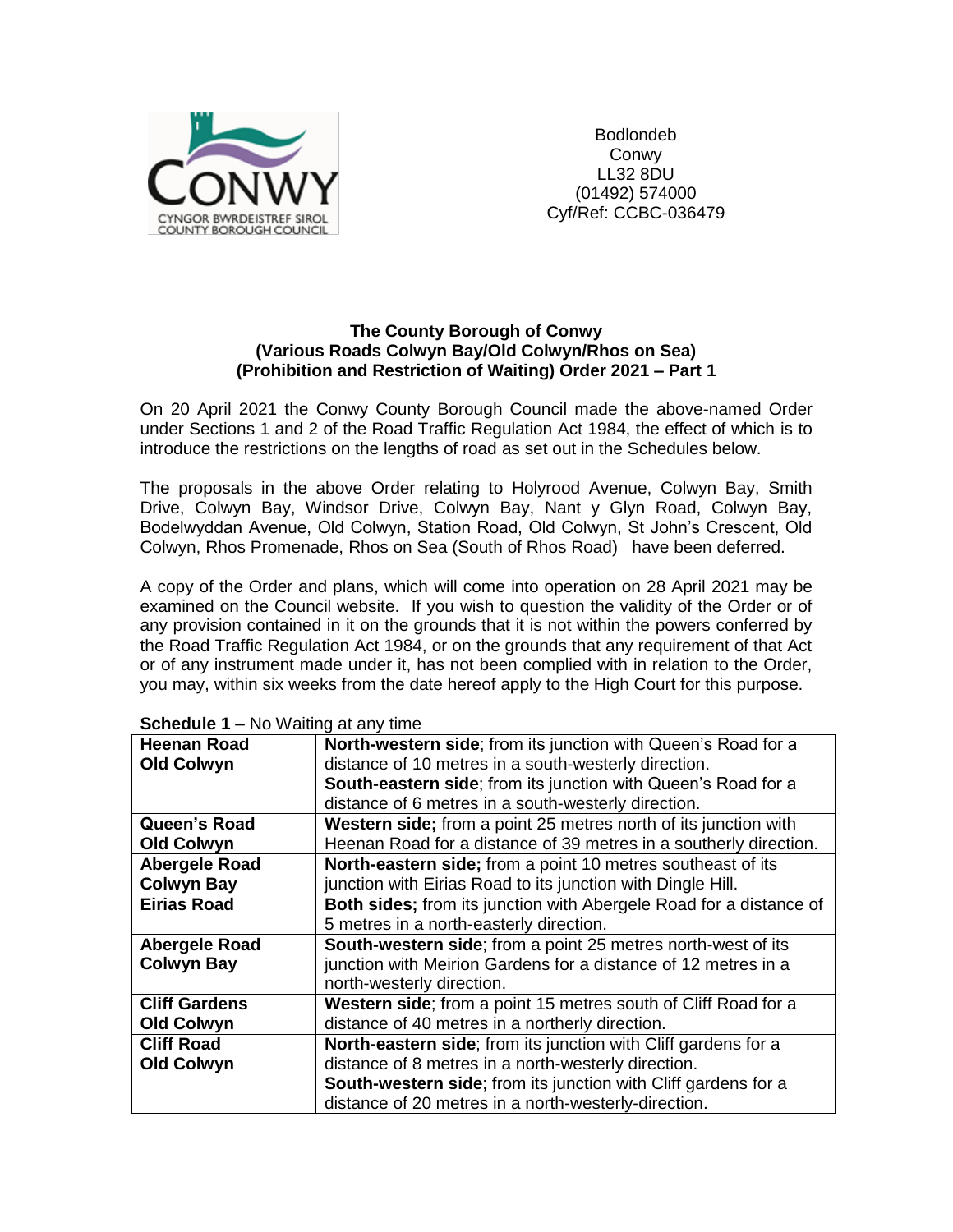Bodlondeb
Conwy
LL32 8DU
(01492) 574000
Cyf/Ref: CCBC-036479

**The County Borough of Conwy**
**(Various Roads Colwyn Bay/Old Colwyn/Rhos on Sea)**
**(Prohibition and Restriction of Waiting) Order 2021 – Part 1**

On 20 April 2021 the Conwy County Borough Council made the above-named Order under Sections 1 and 2 of the Road Traffic Regulation Act 1984, the effect of which is to introduce the restrictions on the lengths of road as set out in the Schedules below.

The proposals in the above Order relating to Holyrood Avenue, Colwyn Bay, Smith Drive, Colwyn Bay, Windsor Drive, Colwyn Bay, Nant y Glyn Road, Colwyn Bay, Bodelwyddan Avenue, Old Colwyn, Station Road, Old Colwyn, St John's Crescent, Old Colwyn, Rhos Promenade, Rhos on Sea (South of Rhos Road) have been deferred.

A copy of the Order and plans, which will come into operation on 28 April 2021 may be examined on the Council website. If you wish to question the validity of the Order or of any provision contained in it on the grounds that it is not within the powers conferred by the Road Traffic Regulation Act 1984, or on the grounds that any requirement of that Act or of any instrument made under it, has not been complied with in relation to the Order, you may, within six weeks from the date hereof apply to the High Court for this purpose.

**Schedule 1** – No Waiting at any time

| | |
|---|---|
| **Heenan Road Old Colwyn** | **North-western side**; from its junction with Queen's Road for a distance of 10 metres in a south-westerly direction. **South-eastern side**; from its junction with Queen's Road for a distance of 6 metres in a south-westerly direction. |
| **Queen's Road Old Colwyn** | **Western side;** from a point 25 metres north of its junction with Heenan Road for a distance of 39 metres in a southerly direction. |
| **Abergele Road Colwyn Bay** | **North-eastern side;** from a point 10 metres southeast of its junction with Eirias Road to its junction with Dingle Hill. |
| **Eirias Road** | **Both sides;** from its junction with Abergele Road for a distance of 5 metres in a north-easterly direction. |
| **Abergele Road Colwyn Bay** | **South-western side**; from a point 25 metres north-west of its junction with Meirion Gardens for a distance of 12 metres in a north-westerly direction. |
| **Cliff Gardens Old Colwyn** | **Western side**; from a point 15 metres south of Cliff Road for a distance of 40 metres in a northerly direction. |
| **Cliff Road Old Colwyn** | **North-eastern side**; from its junction with Cliff gardens for a distance of 8 metres in a north-westerly direction. **South-western side**; from its junction with Cliff gardens for a distance of 20 metres in a north-westerly-direction. |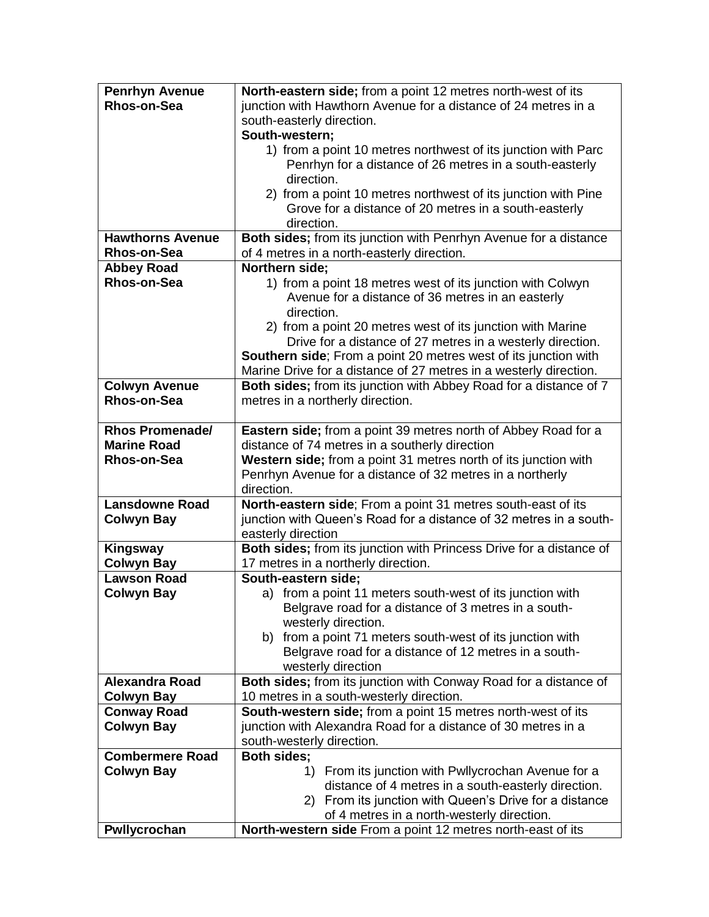| | |
|---|---|
| **Penrhyn Avenue Rhos-on-Sea** | **North-eastern side;** from a point 12 metres north-west of its junction with Hawthorn Avenue for a distance of 24 metres in a south-easterly direction.<br>**South-western;**<br>1) from a point 10 metres northwest of its junction with Parc Penrhyn for a distance of 26 metres in a south-easterly direction.<br>2) from a point 10 metres northwest of its junction with Pine Grove for a distance of 20 metres in a south-easterly direction. |
| **Hawthorns Avenue Rhos-on-Sea** | **Both sides;** from its junction with Penrhyn Avenue for a distance of 4 metres in a north-easterly direction. |
| **Abbey Road Rhos-on-Sea** | **Northern side;**<br>1) from a point 18 metres west of its junction with Colwyn Avenue for a distance of 36 metres in an easterly direction.<br>2) from a point 20 metres west of its junction with Marine Drive for a distance of 27 metres in a westerly direction.<br>**Southern side**; From a point 20 metres west of its junction with Marine Drive for a distance of 27 metres in a westerly direction. |
| **Colwyn Avenue Rhos-on-Sea** | **Both sides;** from its junction with Abbey Road for a distance of 7 metres in a northerly direction. |
| **Rhos Promenade/ Marine Road Rhos-on-Sea** | **Eastern side;** from a point 39 metres north of Abbey Road for a distance of 74 metres in a southerly direction<br>**Western side;** from a point 31 metres north of its junction with Penrhyn Avenue for a distance of 32 metres in a northerly direction. |
| **Lansdowne Road Colwyn Bay** | **North-eastern side**; From a point 31 metres south-east of its junction with Queen's Road for a distance of 32 metres in a south-easterly direction |
| **Kingsway Colwyn Bay** | **Both sides;** from its junction with Princess Drive for a distance of 17 metres in a northerly direction. |
| **Lawson Road Colwyn Bay** | **South-eastern side;**<br>a) from a point 11 meters south-west of its junction with Belgrave road for a distance of 3 metres in a south-westerly direction.<br>b) from a point 71 meters south-west of its junction with Belgrave road for a distance of 12 metres in a south-westerly direction |
| **Alexandra Road Colwyn Bay** | **Both sides;** from its junction with Conway Road for a distance of 10 metres in a south-westerly direction. |
| **Conway Road Colwyn Bay** | **South-western side;** from a point 15 metres north-west of its junction with Alexandra Road for a distance of 30 metres in a south-westerly direction. |
| **Combermere Road Colwyn Bay** | **Both sides;**<br>1) From its junction with Pwllycrochan Avenue for a distance of 4 metres in a south-easterly direction.<br>2) From its junction with Queen's Drive for a distance of 4 metres in a north-westerly direction. |
| **Pwllycrochan** | **North-western side** From a point 12 metres north-east of its |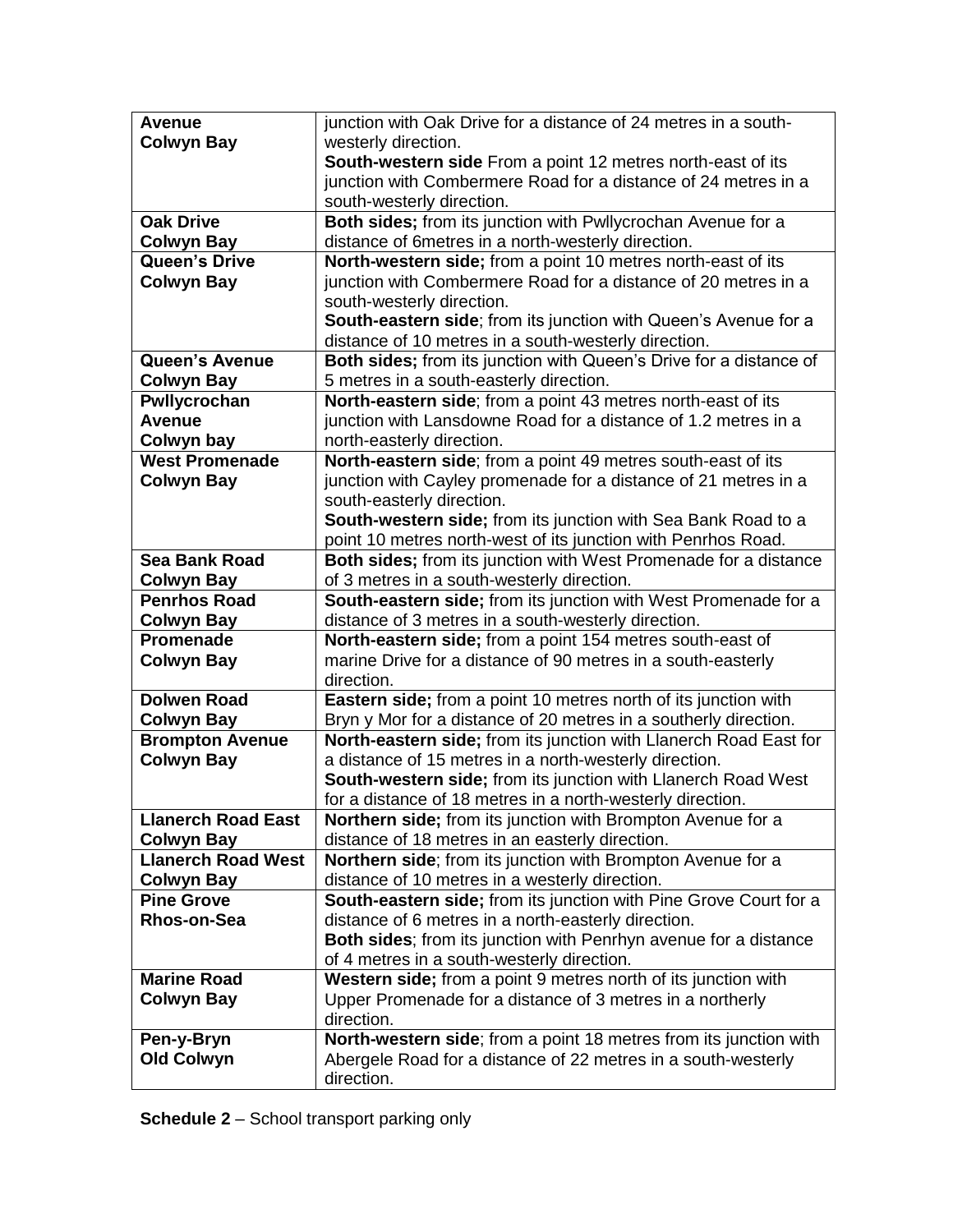| | |
|---|---|
| **Avenue Colwyn Bay** | junction with Oak Drive for a distance of 24 metres in a south-westerly direction.<br>**South-western side** From a point 12 metres north-east of its junction with Combermere Road for a distance of 24 metres in a south-westerly direction. |
| **Oak Drive Colwyn Bay** | **Both sides;** from its junction with Pwllycrochan Avenue for a distance of 6metres in a north-westerly direction. |
| **Queen's Drive Colwyn Bay** | **North-western side;** from a point 10 metres north-east of its junction with Combermere Road for a distance of 20 metres in a south-westerly direction.<br>**South-eastern side**; from its junction with Queen's Avenue for a distance of 10 metres in a south-westerly direction. |
| **Queen's Avenue Colwyn Bay** | **Both sides;** from its junction with Queen's Drive for a distance of 5 metres in a south-easterly direction. |
| **Pwllycrochan Avenue Colwyn bay** | **North-eastern side**; from a point 43 metres north-east of its junction with Lansdowne Road for a distance of 1.2 metres in a north-easterly direction. |
| **West Promenade Colwyn Bay** | **North-eastern side**; from a point 49 metres south-east of its junction with Cayley promenade for a distance of 21 metres in a south-easterly direction.<br>**South-western side;** from its junction with Sea Bank Road to a point 10 metres north-west of its junction with Penrhos Road. |
| **Sea Bank Road Colwyn Bay** | **Both sides;** from its junction with West Promenade for a distance of 3 metres in a south-westerly direction. |
| **Penrhos Road Colwyn Bay** | **South-eastern side;** from its junction with West Promenade for a distance of 3 metres in a south-westerly direction. |
| **Promenade Colwyn Bay** | **North-eastern side;** from a point 154 metres south-east of marine Drive for a distance of 90 metres in a south-easterly direction. |
| **Dolwen Road Colwyn Bay** | **Eastern side;** from a point 10 metres north of its junction with Bryn y Mor for a distance of 20 metres in a southerly direction. |
| **Brompton Avenue Colwyn Bay** | **North-eastern side;** from its junction with Llanerch Road East for a distance of 15 metres in a north-westerly direction.<br>**South-western side;** from its junction with Llanerch Road West for a distance of 18 metres in a north-westerly direction. |
| **Llanerch Road East Colwyn Bay** | **Northern side;** from its junction with Brompton Avenue for a distance of 18 metres in an easterly direction. |
| **Llanerch Road West Colwyn Bay** | **Northern side**; from its junction with Brompton Avenue for a distance of 10 metres in a westerly direction. |
| **Pine Grove Rhos-on-Sea** | **South-eastern side;** from its junction with Pine Grove Court for a distance of 6 metres in a north-easterly direction.<br>**Both sides**; from its junction with Penrhyn avenue for a distance of 4 metres in a south-westerly direction. |
| **Marine Road Colwyn Bay** | **Western side;** from a point 9 metres north of its junction with Upper Promenade for a distance of 3 metres in a northerly direction. |
| **Pen-y-Bryn Old Colwyn** | **North-western side**; from a point 18 metres from its junction with Abergele Road for a distance of 22 metres in a south-westerly direction. |

**Schedule 2** – School transport parking only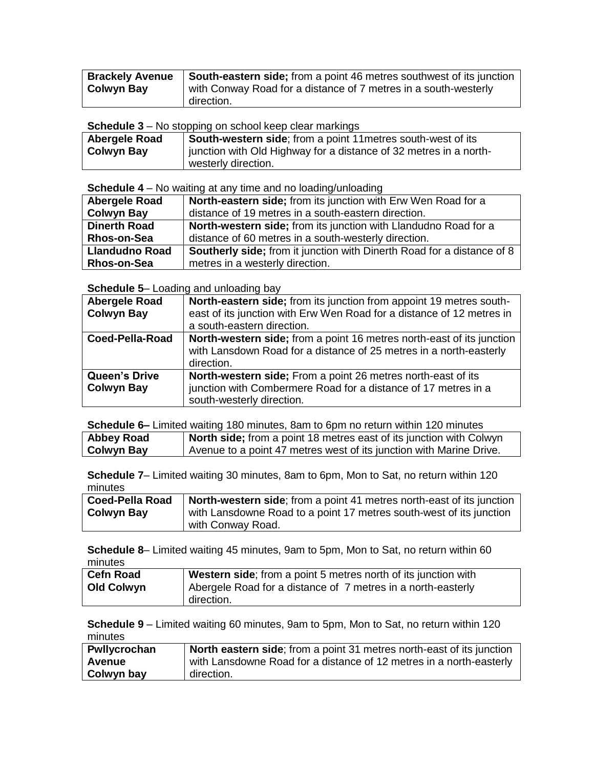| Brackely Avenue Colwyn Bay | **South-eastern side;** from a point 46 metres southwest of its junction with Conway Road for a distance of 7 metres in a south-westerly direction. |
|---|---|

**Schedule 3** – No stopping on school keep clear markings

| Abergele Road Colwyn Bay | **South-western side**; from a point 11metres south-west of its junction with Old Highway for a distance of 32 metres in a north-westerly direction. |
|---|---|

**Schedule 4** – No waiting at any time and no loading/unloading

| Abergele Road Colwyn Bay | **North-eastern side;** from its junction with Erw Wen Road for a distance of 19 metres in a south-eastern direction. |
|---|---|
| **Dinerth Road Rhos-on-Sea** | **North-western side;** from its junction with Llandudno Road for a distance of 60 metres in a south-westerly direction. |
| **Llandudno Road Rhos-on-Sea** | **Southerly side;** from it junction with Dinerth Road for a distance of 8 metres in a westerly direction. |

**Schedule 5**– Loading and unloading bay

| Abergele Road Colwyn Bay | **North-eastern side;** from its junction from appoint 19 metres south-east of its junction with Erw Wen Road for a distance of 12 metres in a south-eastern direction. |
|---|---|
| **Coed-Pella-Road** | **North-western side;** from a point 16 metres north-east of its junction with Lansdown Road for a distance of 25 metres in a north-easterly direction. |
| **Queen's Drive Colwyn Bay** | **North-western side;** From a point 26 metres north-east of its junction with Combermere Road for a distance of 17 metres in a south-westerly direction. |

**Schedule 6–** Limited waiting 180 minutes, 8am to 6pm no return within 120 minutes

| Abbey Road Colwyn Bay | **North side;** from a point 18 metres east of its junction with Colwyn Avenue to a point 47 metres west of its junction with Marine Drive. |
|---|---|

**Schedule 7**– Limited waiting 30 minutes, 8am to 6pm, Mon to Sat, no return within 120 minutes

| Coed-Pella Road Colwyn Bay | **North-western side**; from a point 41 metres north-east of its junction with Lansdowne Road to a point 17 metres south-west of its junction with Conway Road. |
|---|---|

**Schedule 8**– Limited waiting 45 minutes, 9am to 5pm, Mon to Sat, no return within 60 minutes

| Cefn Road Old Colwyn | **Western side**; from a point 5 metres north of its junction with Abergele Road for a distance of 7 metres in a north-easterly direction. |
|---|---|

**Schedule 9** – Limited waiting 60 minutes, 9am to 5pm, Mon to Sat, no return within 120 minutes

| Pwllycrochan Avenue Colwyn bay | **North eastern side**; from a point 31 metres north-east of its junction with Lansdowne Road for a distance of 12 metres in a north-easterly direction. |
|---|---|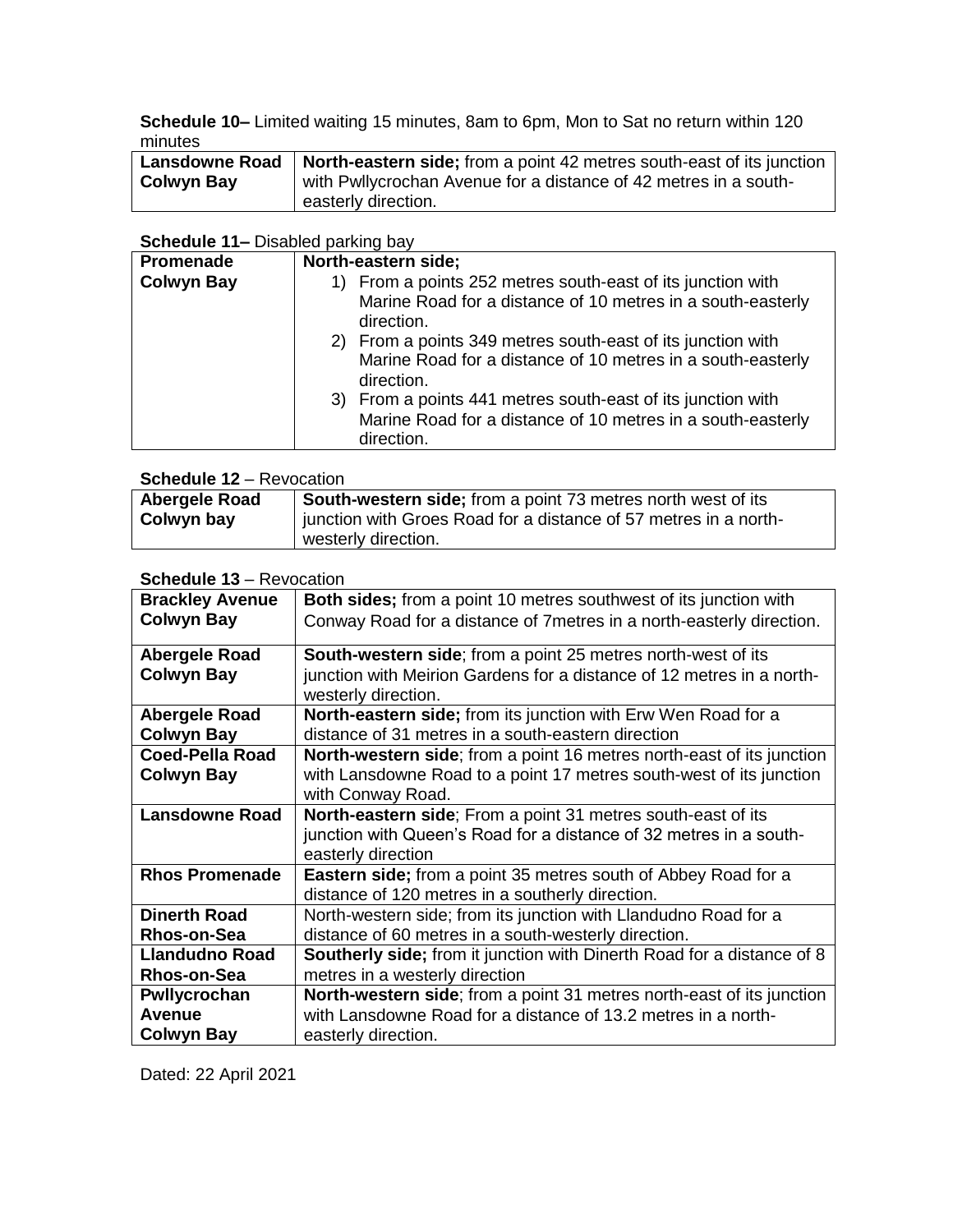**Schedule 10–** Limited waiting 15 minutes, 8am to 6pm, Mon to Sat no return within 120 minutes

| | |
|---|---|
| **Lansdowne Road Colwyn Bay** | **North-eastern side;** from a point 42 metres south-east of its junction with Pwllycrochan Avenue for a distance of 42 metres in a south-easterly direction. |

**Schedule 11–** Disabled parking bay

| | |
|---|---|
| **Promenade Colwyn Bay** | **North-eastern side;**<br>1) From a points 252 metres south-east of its junction with Marine Road for a distance of 10 metres in a south-easterly direction.<br>2) From a points 349 metres south-east of its junction with Marine Road for a distance of 10 metres in a south-easterly direction.<br>3) From a points 441 metres south-east of its junction with Marine Road for a distance of 10 metres in a south-easterly direction. |

**Schedule 12** – Revocation

| | |
|---|---|
| **Abergele Road Colwyn bay** | **South-western side;** from a point 73 metres north west of its junction with Groes Road for a distance of 57 metres in a north-westerly direction. |

**Schedule 13** – Revocation

| | |
|---|---|
| **Brackley Avenue Colwyn Bay** | **Both sides;** from a point 10 metres southwest of its junction with Conway Road for a distance of 7metres in a north-easterly direction. |
| **Abergele Road Colwyn Bay** | **South-western side**; from a point 25 metres north-west of its junction with Meirion Gardens for a distance of 12 metres in a north-westerly direction. |
| **Abergele Road Colwyn Bay** | **North-eastern side;** from its junction with Erw Wen Road for a distance of 31 metres in a south-eastern direction |
| **Coed-Pella Road Colwyn Bay** | **North-western side**; from a point 16 metres north-east of its junction with Lansdowne Road to a point 17 metres south-west of its junction with Conway Road. |
| **Lansdowne Road** | **North-eastern side**; From a point 31 metres south-east of its junction with Queen's Road for a distance of 32 metres in a south-easterly direction |
| **Rhos Promenade** | **Eastern side;** from a point 35 metres south of Abbey Road for a distance of 120 metres in a southerly direction. |
| **Dinerth Road Rhos-on-Sea** | North-western side; from its junction with Llandudno Road for a distance of 60 metres in a south-westerly direction. |
| **Llandudno Road Rhos-on-Sea** | **Southerly side;** from it junction with Dinerth Road for a distance of 8 metres in a westerly direction |
| **Pwllycrochan Avenue Colwyn Bay** | **North-western side**; from a point 31 metres north-east of its junction with Lansdowne Road for a distance of 13.2 metres in a north-easterly direction. |

Dated: 22 April 2021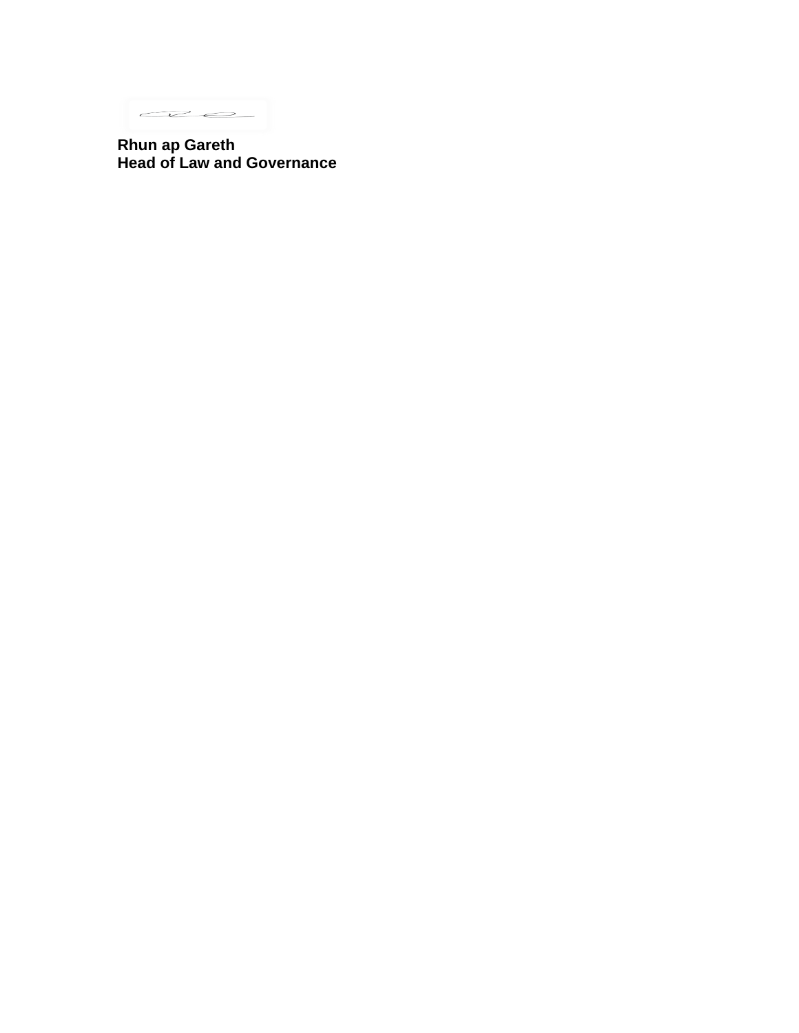**Rhun ap Gareth**
**Head of Law and Governance**